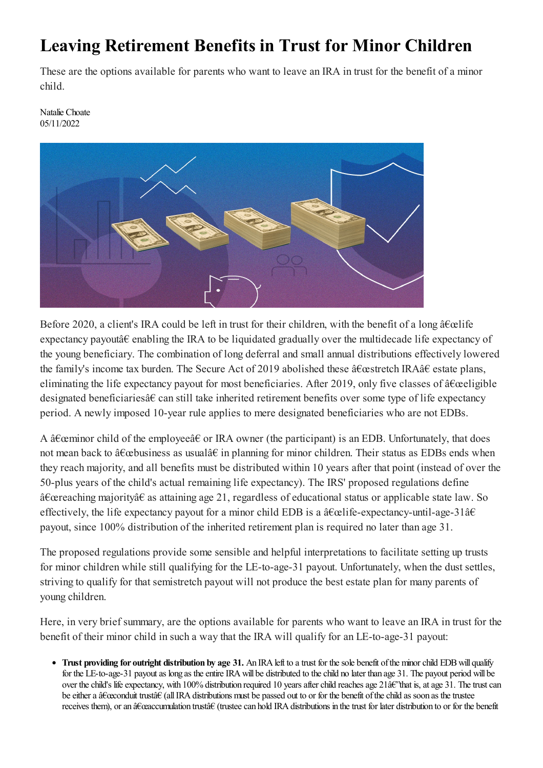# Leaving Retirement Benefits in Trust for Minor Children

These are the options available for parents who want to leave an IRA in trust for the benefit of a minor child.

Natalie Choate
05/11/2022

Before 2020, a client's IRA could be left in trust for their children, with the benefit of a long â€œlife expectancy payoutâ€ enabling the IRA to be liquidated gradually over the multidecade life expectancy of the young beneficiary. The combination of long deferral and small annual distributions effectively lowered the family's income tax burden. The Secure Act of 2019 abolished these â€œstretch IRAâ€ estate plans, eliminating the life expectancy payout for most beneficiaries. After 2019, only five classes of â€œeligible designated beneficiariesâ€ can still take inherited retirement benefits over some type of life expectancy period. A newly imposed 10-year rule applies to mere designated beneficiaries who are not EDBs.

A â€œminor child of the employeeâ€ or IRA owner (the participant) is an EDB. Unfortunately, that does not mean back to â€œbusiness as usualâ€ in planning for minor children. Their status as EDBs ends when they reach majority, and all benefits must be distributed within 10 years after that point (instead of over the 50-plus years of the child's actual remaining life expectancy). The IRS' proposed regulations define â€œreaching majorityâ€ as attaining age 21, regardless of educational status or applicable state law. So effectively, the life expectancy payout for a minor child EDB is a â€œlife-expectancy-until-age-31â€ payout, since 100% distribution of the inherited retirement plan is required no later than age 31.

The proposed regulations provide some sensible and helpful interpretations to facilitate setting up trusts for minor children while still qualifying for the LE-to-age-31 payout. Unfortunately, when the dust settles, striving to qualify for that semistretch payout will not produce the best estate plan for many parents of young children.

Here, in very brief summary, are the options available for parents who want to leave an IRA in trust for the benefit of their minor child in such a way that the IRA will qualify for an LE-to-age-31 payout:

- **Trust providing for outright distribution by age 31.** An IRA left to a trust for the sole benefit of the minor child EDB will qualify for the LE-to-age-31 payout as long as the entire IRA will be distributed to the child no later than age 31. The payout period will be over the child's life expectancy, with 100% distribution required 10 years after child reaches age 21â€"that is, at age 31. The trust can be either a â€œconduit trustâ€ (all IRA distributions must be passed out to or for the benefit of the child as soon as the trustee receives them), or an â€œaccumulation trustâ€ (trustee can hold IRA distributions in the trust for later distribution to or for the benefit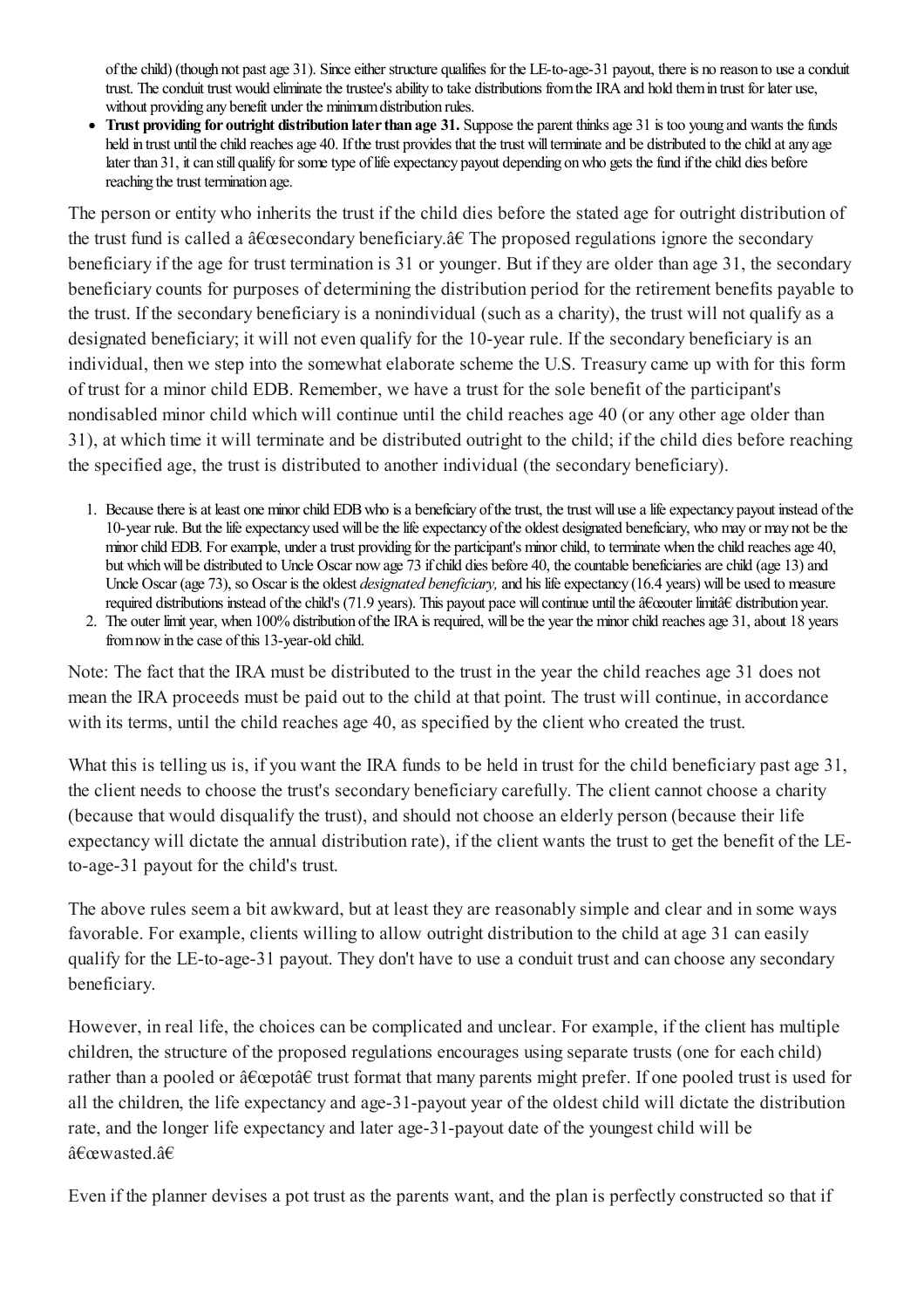of the child) (though not past age 31). Since either structure qualifies for the LE-to-age-31 payout, there is no reason to use a conduit trust. The conduit trust would eliminate the trustee's ability to take distributions from the IRA and hold them in trust for later use, without providing any benefit under the minimum distribution rules.

- **Trust providing for outright distribution later than age 31.** Suppose the parent thinks age 31 is too young and wants the funds held in trust until the child reaches age 40. If the trust provides that the trust will terminate and be distributed to the child at any age later than 31, it can still qualify for some type of life expectancy payout depending on who gets the fund if the child dies before reaching the trust termination age.

The person or entity who inherits the trust if the child dies before the stated age for outright distribution of the trust fund is called a â€œsecondary beneficiary.â€ The proposed regulations ignore the secondary beneficiary if the age for trust termination is 31 or younger. But if they are older than age 31, the secondary beneficiary counts for purposes of determining the distribution period for the retirement benefits payable to the trust. If the secondary beneficiary is a nonindividual (such as a charity), the trust will not qualify as a designated beneficiary; it will not even qualify for the 10-year rule. If the secondary beneficiary is an individual, then we step into the somewhat elaborate scheme the U.S. Treasury came up with for this form of trust for a minor child EDB. Remember, we have a trust for the sole benefit of the participant's nondisabled minor child which will continue until the child reaches age 40 (or any other age older than 31), at which time it will terminate and be distributed outright to the child; if the child dies before reaching the specified age, the trust is distributed to another individual (the secondary beneficiary).

1. Because there is at least one minor child EDB who is a beneficiary of the trust, the trust will use a life expectancy payout instead of the 10-year rule. But the life expectancy used will be the life expectancy of the oldest designated beneficiary, who may or may not be the minor child EDB. For example, under a trust providing for the participant's minor child, to terminate when the child reaches age 40, but which will be distributed to Uncle Oscar now age 73 if child dies before 40, the countable beneficiaries are child (age 13) and Uncle Oscar (age 73), so Oscar is the oldest *designated beneficiary,* and his life expectancy (16.4 years) will be used to measure required distributions instead of the child's (71.9 years). This payout pace will continue until the â€œouter limitâ€ distribution year.
2. The outer limit year, when 100% distribution of the IRA is required, will be the year the minor child reaches age 31, about 18 years from now in the case of this 13-year-old child.

Note: The fact that the IRA must be distributed to the trust in the year the child reaches age 31 does not mean the IRA proceeds must be paid out to the child at that point. The trust will continue, in accordance with its terms, until the child reaches age 40, as specified by the client who created the trust.

What this is telling us is, if you want the IRA funds to be held in trust for the child beneficiary past age 31, the client needs to choose the trust's secondary beneficiary carefully. The client cannot choose a charity (because that would disqualify the trust), and should not choose an elderly person (because their life expectancy will dictate the annual distribution rate), if the client wants the trust to get the benefit of the LE-to-age-31 payout for the child's trust.

The above rules seem a bit awkward, but at least they are reasonably simple and clear and in some ways favorable. For example, clients willing to allow outright distribution to the child at age 31 can easily qualify for the LE-to-age-31 payout. They don't have to use a conduit trust and can choose any secondary beneficiary.

However, in real life, the choices can be complicated and unclear. For example, if the client has multiple children, the structure of the proposed regulations encourages using separate trusts (one for each child) rather than a pooled or â€œpotâ€ trust format that many parents might prefer. If one pooled trust is used for all the children, the life expectancy and age-31-payout year of the oldest child will dictate the distribution rate, and the longer life expectancy and later age-31-payout date of the youngest child will be â€œwasted.â€

Even if the planner devises a pot trust as the parents want, and the plan is perfectly constructed so that if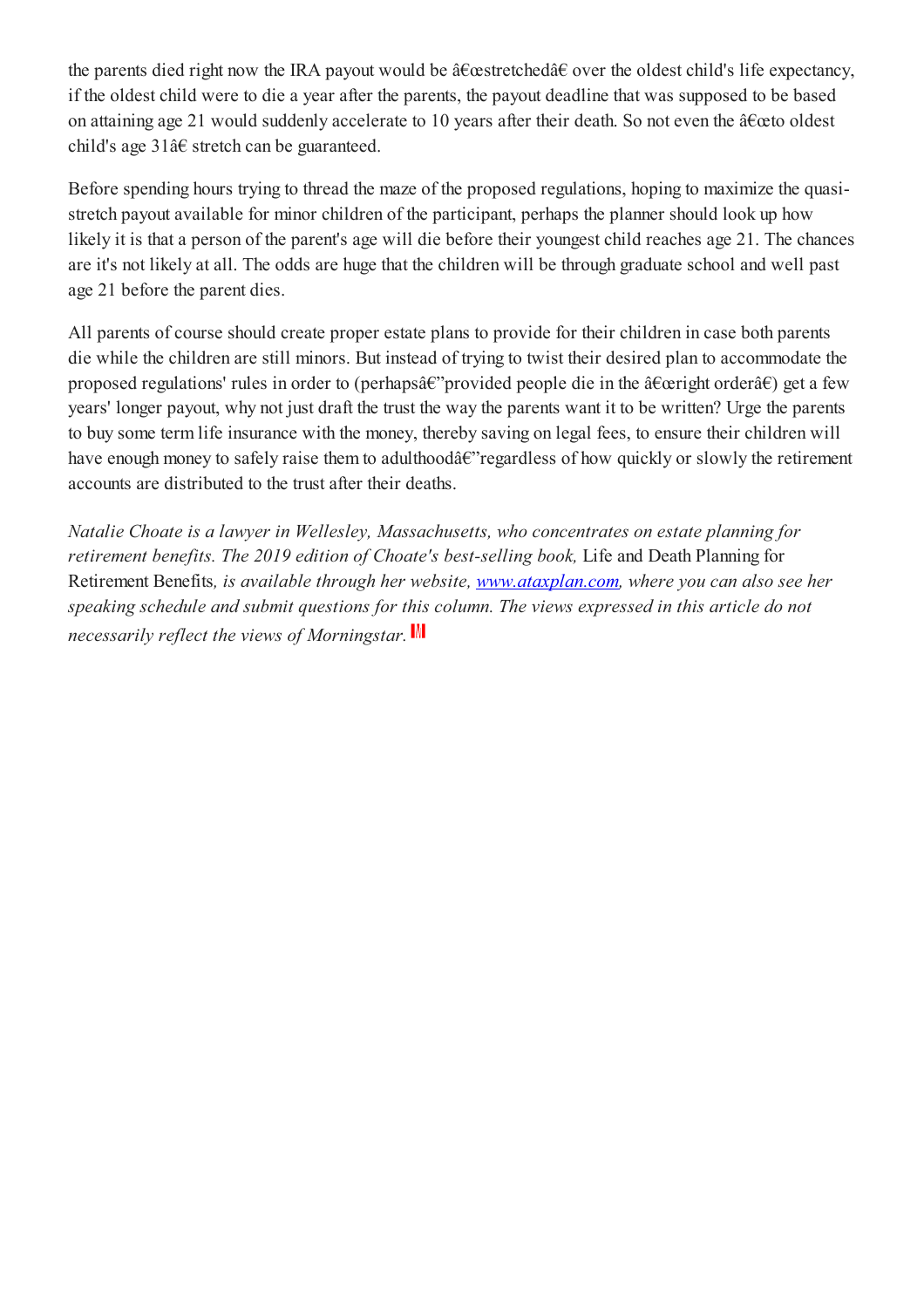the parents died right now the IRA payout would be â€œstretchedâ€ over the oldest child's life expectancy, if the oldest child were to die a year after the parents, the payout deadline that was supposed to be based on attaining age 21 would suddenly accelerate to 10 years after their death. So not even the â€œto oldest child's age 31â€ stretch can be guaranteed.

Before spending hours trying to thread the maze of the proposed regulations, hoping to maximize the quasi-stretch payout available for minor children of the participant, perhaps the planner should look up how likely it is that a person of the parent's age will die before their youngest child reaches age 21. The chances are it's not likely at all. The odds are huge that the children will be through graduate school and well past age 21 before the parent dies.

All parents of course should create proper estate plans to provide for their children in case both parents die while the children are still minors. But instead of trying to twist their desired plan to accommodate the proposed regulations' rules in order to (perhapsâ€”provided people die in the â€œright orderâ€) get a few years' longer payout, why not just draft the trust the way the parents want it to be written? Urge the parents to buy some term life insurance with the money, thereby saving on legal fees, to ensure their children will have enough money to safely raise them to adulthoodâ€”regardless of how quickly or slowly the retirement accounts are distributed to the trust after their deaths.

*Natalie Choate is a lawyer in Wellesley, Massachusetts, who concentrates on estate planning for retirement benefits. The 2019 edition of Choate's best-selling book,* Life and Death Planning for Retirement Benefits*, is available through her website, [www.ataxplan.com](http://www.ataxplan.com), where you can also see her speaking schedule and submit questions for this column. The views expressed in this article do not necessarily reflect the views of Morningstar.*